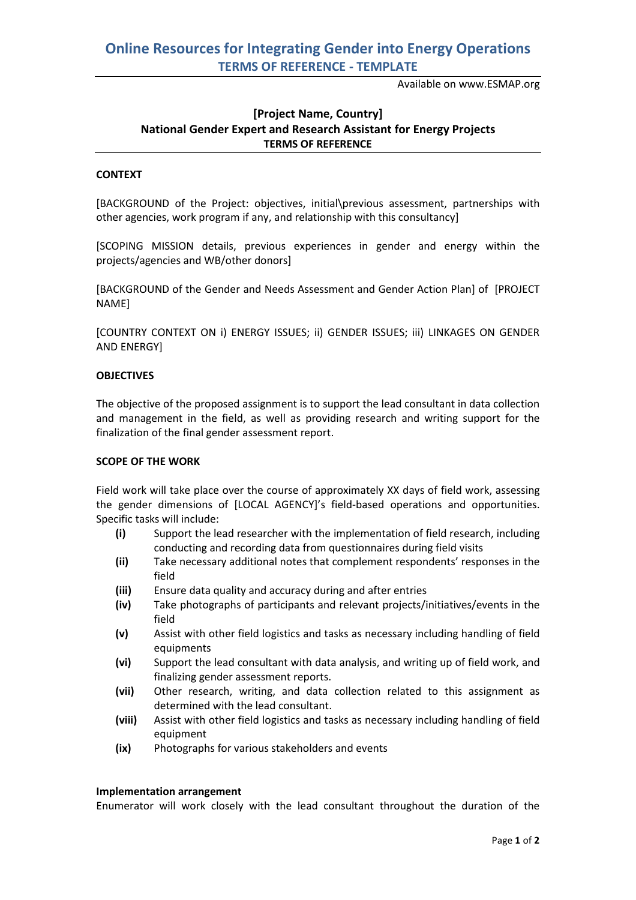# Online Resources for Integrating Gender into Energy Operations
## TERMS OF REFERENCE - TEMPLATE

Available on www.ESMAP.org

### [Project Name, Country]
### National Gender Expert and Research Assistant for Energy Projects
### TERMS OF REFERENCE

**CONTEXT**

[BACKGROUND of the Project: objectives, initial\previous assessment, partnerships with other agencies, work program if any, and relationship with this consultancy]

[SCOPING MISSION details, previous experiences in gender and energy within the projects/agencies and WB/other donors]

[BACKGROUND of the Gender and Needs Assessment and Gender Action Plan] of [PROJECT NAME]

[COUNTRY CONTEXT ON i) ENERGY ISSUES; ii) GENDER ISSUES; iii) LINKAGES ON GENDER AND ENERGY]

**OBJECTIVES**

The objective of the proposed assignment is to support the lead consultant in data collection and management in the field, as well as providing research and writing support for the finalization of the final gender assessment report.

**SCOPE OF THE WORK**

Field work will take place over the course of approximately XX days of field work, assessing the gender dimensions of [LOCAL AGENCY]'s field-based operations and opportunities. Specific tasks will include:

- **(i)** Support the lead researcher with the implementation of field research, including conducting and recording data from questionnaires during field visits
- **(ii)** Take necessary additional notes that complement respondents' responses in the field
- **(iii)** Ensure data quality and accuracy during and after entries
- **(iv)** Take photographs of participants and relevant projects/initiatives/events in the field
- **(v)** Assist with other field logistics and tasks as necessary including handling of field equipments
- **(vi)** Support the lead consultant with data analysis, and writing up of field work, and finalizing gender assessment reports.
- **(vii)** Other research, writing, and data collection related to this assignment as determined with the lead consultant.
- **(viii)** Assist with other field logistics and tasks as necessary including handling of field equipment
- **(ix)** Photographs for various stakeholders and events

**Implementation arrangement**

Enumerator will work closely with the lead consultant throughout the duration of the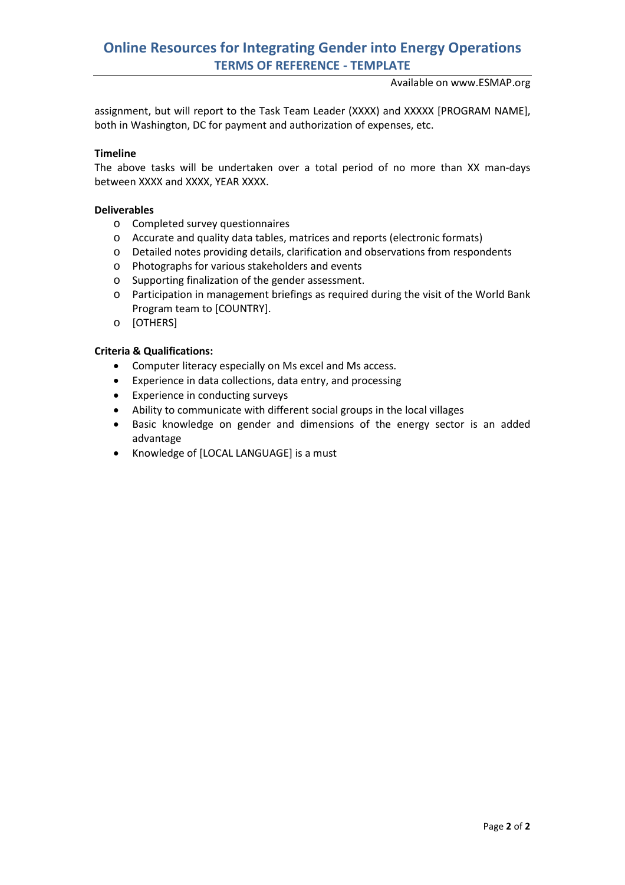assignment, but will report to the Task Team Leader (XXXX) and XXXXX [PROGRAM NAME], both in Washington, DC for payment and authorization of expenses, etc.

**Timeline**

The above tasks will be undertaken over a total period of no more than XX man-days between XXXX and XXXX, YEAR XXXX.

**Deliverables**

- Completed survey questionnaires
- Accurate and quality data tables, matrices and reports (electronic formats)
- Detailed notes providing details, clarification and observations from respondents
- Photographs for various stakeholders and events
- Supporting finalization of the gender assessment.
- Participation in management briefings as required during the visit of the World Bank Program team to [COUNTRY].
- [OTHERS]

**Criteria & Qualifications:**

- Computer literacy especially on Ms excel and Ms access.
- Experience in data collections, data entry, and processing
- Experience in conducting surveys
- Ability to communicate with different social groups in the local villages
- Basic knowledge on gender and dimensions of the energy sector is an added advantage
- Knowledge of [LOCAL LANGUAGE] is a must